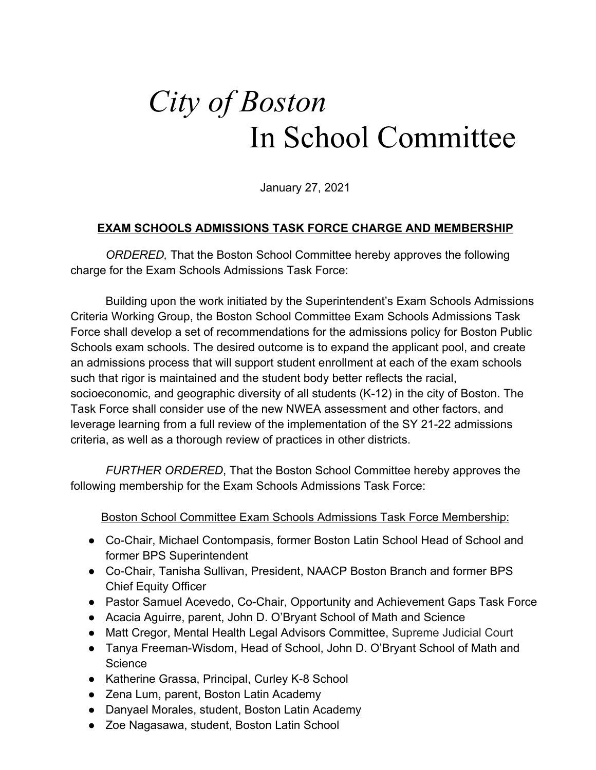# *City of Boston*
# In School Committee

January 27, 2021

**EXAM SCHOOLS ADMISSIONS TASK FORCE CHARGE AND MEMBERSHIP**

*ORDERED,* That the Boston School Committee hereby approves the following charge for the Exam Schools Admissions Task Force:

Building upon the work initiated by the Superintendent's Exam Schools Admissions Criteria Working Group, the Boston School Committee Exam Schools Admissions Task Force shall develop a set of recommendations for the admissions policy for Boston Public Schools exam schools. The desired outcome is to expand the applicant pool, and create an admissions process that will support student enrollment at each of the exam schools such that rigor is maintained and the student body better reflects the racial, socioeconomic, and geographic diversity of all students (K-12) in the city of Boston. The Task Force shall consider use of the new NWEA assessment and other factors, and leverage learning from a full review of the implementation of the SY 21-22 admissions criteria, as well as a thorough review of practices in other districts.

*FURTHER ORDERED*, That the Boston School Committee hereby approves the following membership for the Exam Schools Admissions Task Force:

Boston School Committee Exam Schools Admissions Task Force Membership:

- Co-Chair, Michael Contompasis, former Boston Latin School Head of School and former BPS Superintendent
- Co-Chair, Tanisha Sullivan, President, NAACP Boston Branch and former BPS Chief Equity Officer
- Pastor Samuel Acevedo, Co-Chair, Opportunity and Achievement Gaps Task Force
- Acacia Aguirre, parent, John D. O'Bryant School of Math and Science
- Matt Cregor, Mental Health Legal Advisors Committee, Supreme Judicial Court
- Tanya Freeman-Wisdom, Head of School, John D. O'Bryant School of Math and Science
- Katherine Grassa, Principal, Curley K-8 School
- Zena Lum, parent, Boston Latin Academy
- Danyael Morales, student, Boston Latin Academy
- Zoe Nagasawa, student, Boston Latin School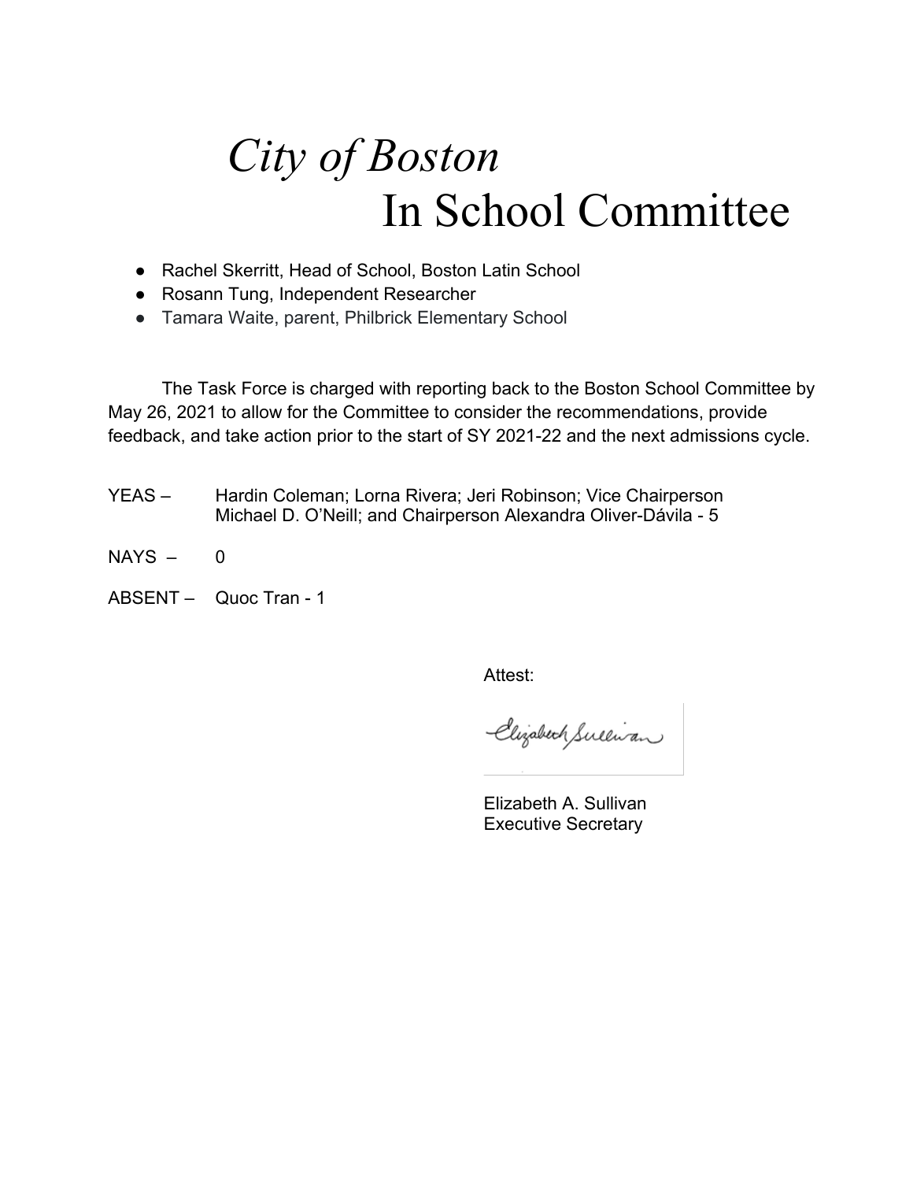# *City of Boston*
# In School Committee

- Rachel Skerritt, Head of School, Boston Latin School
- Rosann Tung, Independent Researcher
- Tamara Waite, parent, Philbrick Elementary School

The Task Force is charged with reporting back to the Boston School Committee by May 26, 2021 to allow for the Committee to consider the recommendations, provide feedback, and take action prior to the start of SY 2021-22 and the next admissions cycle.

YEAS – Hardin Coleman; Lorna Rivera; Jeri Robinson; Vice Chairperson Michael D. O'Neill; and Chairperson Alexandra Oliver-Dávila - 5

NAYS – 0

ABSENT – Quoc Tran - 1

Attest:

Elizabeth Sullivan

Elizabeth A. Sullivan
Executive Secretary